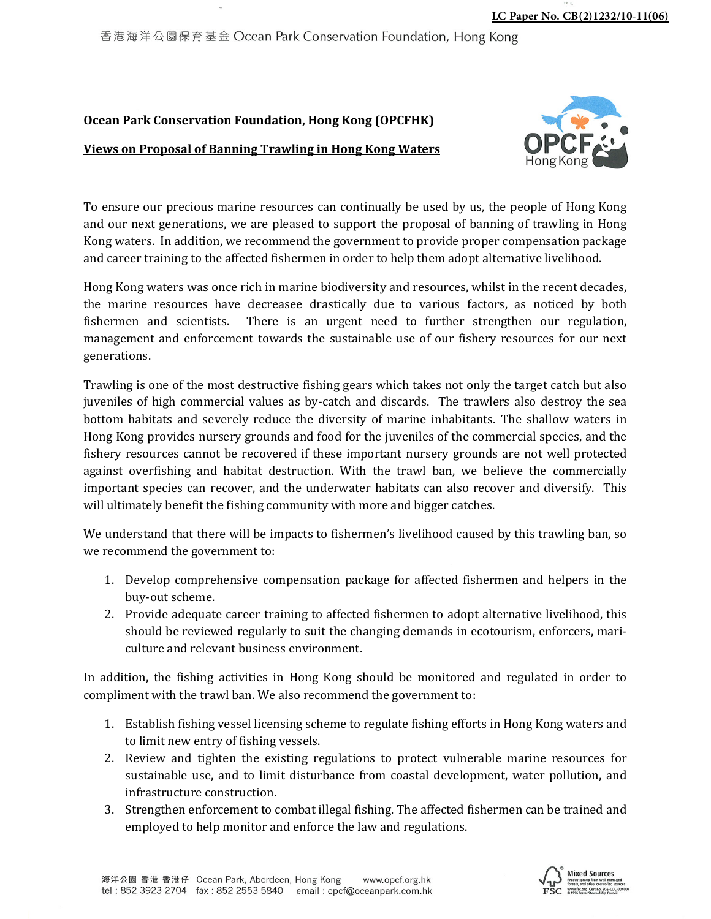LC Paper No. CB(2)1232/10-11(06)

香港海洋公園保育基金 Ocean Park Conservation Foundation, Hong Kong

**Ocean Park Conservation Foundation, Hong Kong (OPCFHK)**

**Views on Proposal of Banning Trawling in Hong Kong Waters**

To ensure our precious marine resources can continually be used by us, the people of Hong Kong and our next generations, we are pleased to support the proposal of banning of trawling in Hong Kong waters. In addition, we recommend the government to provide proper compensation package and career training to the affected fishermen in order to help them adopt alternative livelihood.

Hong Kong waters was once rich in marine biodiversity and resources, whilst in the recent decades, the marine resources have decreasee drastically due to various factors, as noticed by both fishermen and scientists. There is an urgent need to further strengthen our regulation, management and enforcement towards the sustainable use of our fishery resources for our next generations.

Trawling is one of the most destructive fishing gears which takes not only the target catch but also juveniles of high commercial values as by-catch and discards. The trawlers also destroy the sea bottom habitats and severely reduce the diversity of marine inhabitants. The shallow waters in Hong Kong provides nursery grounds and food for the juveniles of the commercial species, and the fishery resources cannot be recovered if these important nursery grounds are not well protected against overfishing and habitat destruction. With the trawl ban, we believe the commercially important species can recover, and the underwater habitats can also recover and diversify. This will ultimately benefit the fishing community with more and bigger catches.

We understand that there will be impacts to fishermen's livelihood caused by this trawling ban, so we recommend the government to:

1. Develop comprehensive compensation package for affected fishermen and helpers in the buy-out scheme.
2. Provide adequate career training to affected fishermen to adopt alternative livelihood, this should be reviewed regularly to suit the changing demands in ecotourism, enforcers, mari-culture and relevant business environment.

In addition, the fishing activities in Hong Kong should be monitored and regulated in order to compliment with the trawl ban. We also recommend the government to:

1. Establish fishing vessel licensing scheme to regulate fishing efforts in Hong Kong waters and to limit new entry of fishing vessels.
2. Review and tighten the existing regulations to protect vulnerable marine resources for sustainable use, and to limit disturbance from coastal development, water pollution, and infrastructure construction.
3. Strengthen enforcement to combat illegal fishing. The affected fishermen can be trained and employed to help monitor and enforce the law and regulations.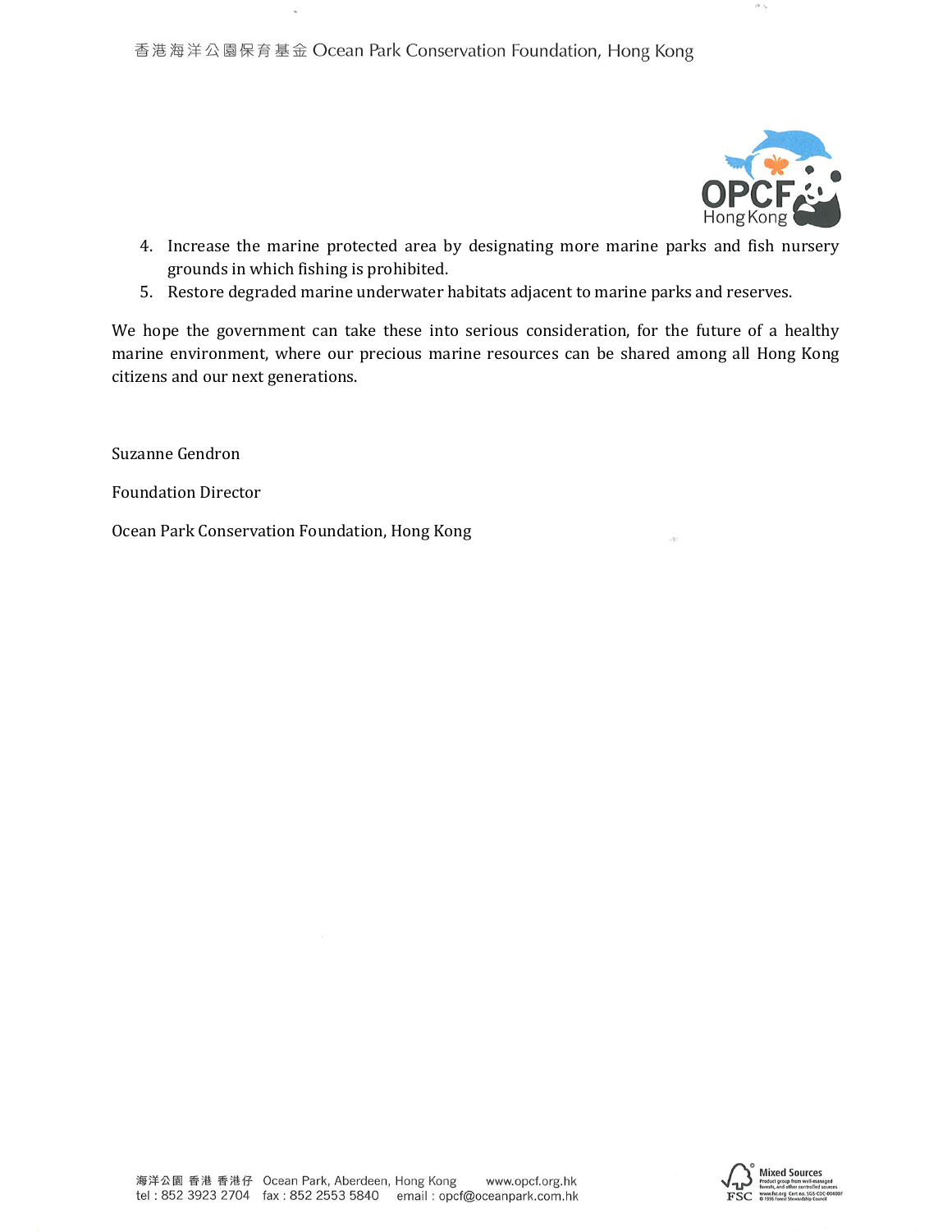4. Increase the marine protected area by designating more marine parks and fish nursery grounds in which fishing is prohibited.
5. Restore degraded marine underwater habitats adjacent to marine parks and reserves.

We hope the government can take these into serious consideration, for the future of a healthy marine environment, where our precious marine resources can be shared among all Hong Kong citizens and our next generations.

Suzanne Gendron

Foundation Director

Ocean Park Conservation Foundation, Hong Kong